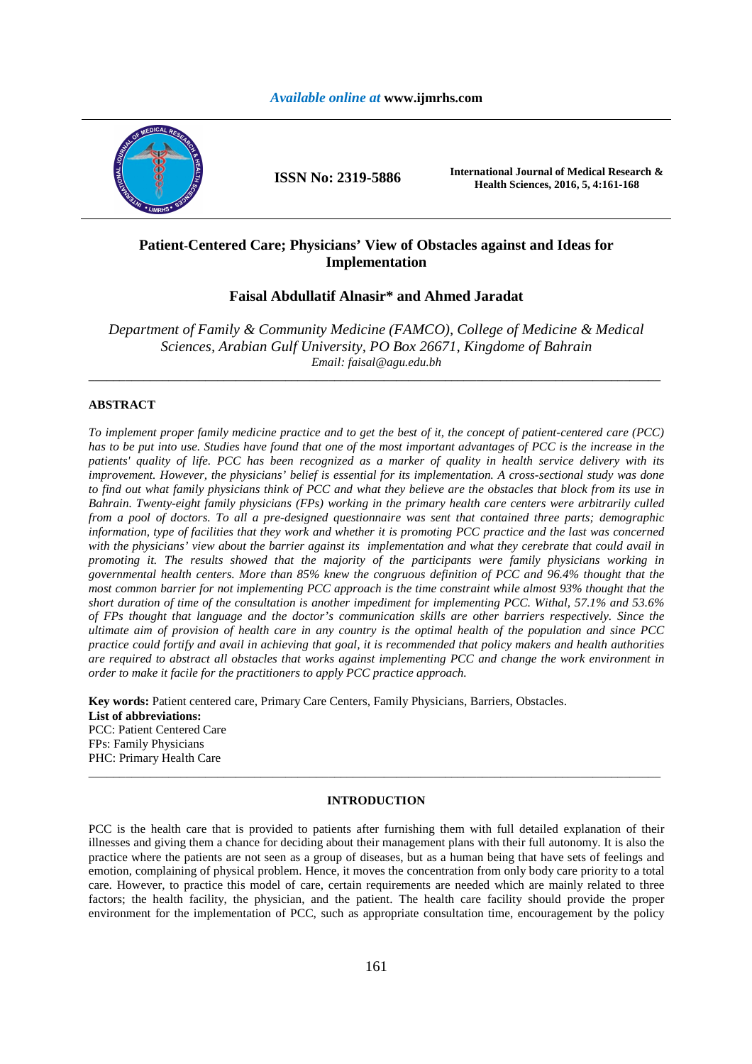# Patient-Centered Care; Physicians' View of Obstacles against and Ideas for Implementation

**Faisal Abdullatif Alnasir\* and Ahmed Jaradat**

*Department of Family & Community Medicine (FAMCO), College of Medicine & Medical Sciences, Arabian Gulf University, PO Box 26671, Kingdome of Bahrain*
*Email: faisal@agu.edu.bh*

---

## ABSTRACT

*To implement proper family medicine practice and to get the best of it, the concept of patient-centered care (PCC) has to be put into use. Studies have found that one of the most important advantages of PCC is the increase in the patients' quality of life. PCC has been recognized as a marker of quality in health service delivery with its improvement. However, the physicians' belief is essential for its implementation. A cross-sectional study was done to find out what family physicians think of PCC and what they believe are the obstacles that block from its use in Bahrain. Twenty-eight family physicians (FPs) working in the primary health care centers were arbitrarily culled from a pool of doctors. To all a pre-designed questionnaire was sent that contained three parts; demographic information, type of facilities that they work and whether it is promoting PCC practice and the last was concerned with the physicians' view about the barrier against its implementation and what they cerebrate that could avail in promoting it. The results showed that the majority of the participants were family physicians working in governmental health centers. More than 85% knew the congruous definition of PCC and 96.4% thought that the most common barrier for not implementing PCC approach is the time constraint while almost 93% thought that the short duration of time of the consultation is another impediment for implementing PCC. Withal, 57.1% and 53.6% of FPs thought that language and the doctor's communication skills are other barriers respectively. Since the ultimate aim of provision of health care in any country is the optimal health of the population and since PCC practice could fortify and avail in achieving that goal, it is recommended that policy makers and health authorities are required to abstract all obstacles that works against implementing PCC and change the work environment in order to make it facile for the practitioners to apply PCC practice approach.*

**Key words:** Patient centered care, Primary Care Centers, Family Physicians, Barriers, Obstacles.

**List of abbreviations:**
PCC: Patient Centered Care
FPs: Family Physicians
PHC: Primary Health Care

---

## INTRODUCTION

PCC is the health care that is provided to patients after furnishing them with full detailed explanation of their illnesses and giving them a chance for deciding about their management plans with their full autonomy. It is also the practice where the patients are not seen as a group of diseases, but as a human being that have sets of feelings and emotion, complaining of physical problem. Hence, it moves the concentration from only body care priority to a total care. However, to practice this model of care, certain requirements are needed which are mainly related to three factors; the health facility, the physician, and the patient. The health care facility should provide the proper environment for the implementation of PCC, such as appropriate consultation time, encouragement by the policy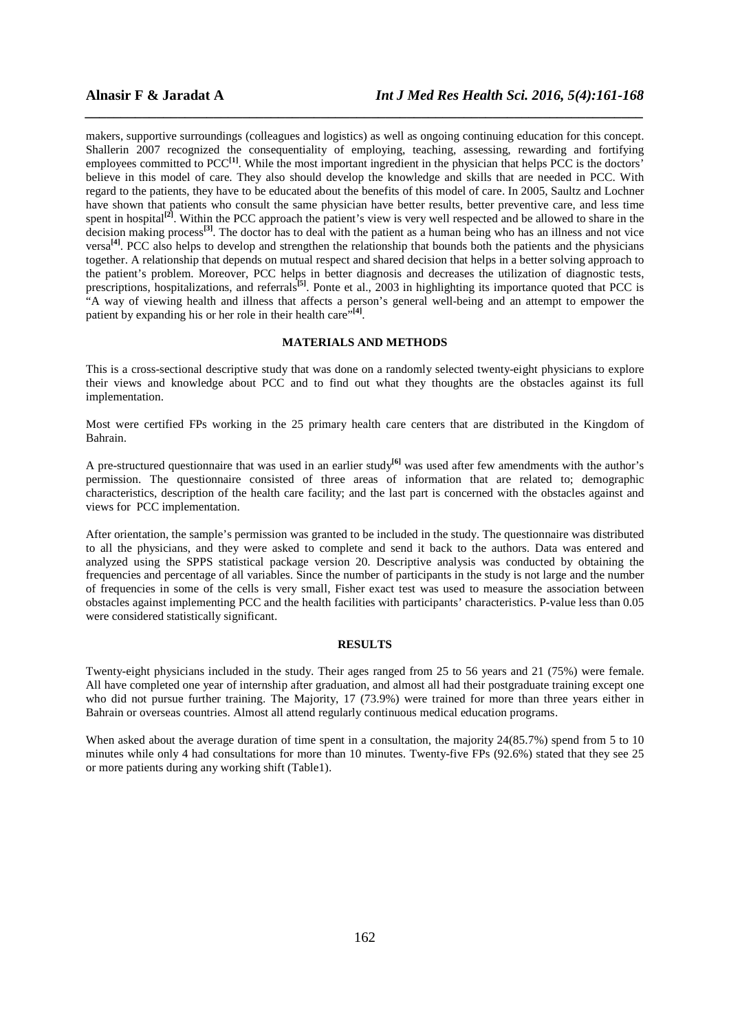makers, supportive surroundings (colleagues and logistics) as well as ongoing continuing education for this concept. Shallerin 2007 recognized the consequentiality of employing, teaching, assessing, rewarding and fortifying employees committed to PCC[1]. While the most important ingredient in the physician that helps PCC is the doctors' believe in this model of care. They also should develop the knowledge and skills that are needed in PCC. With regard to the patients, they have to be educated about the benefits of this model of care. In 2005, Saultz and Lochner have shown that patients who consult the same physician have better results, better preventive care, and less time spent in hospital[2]. Within the PCC approach the patient's view is very well respected and be allowed to share in the decision making process[3]. The doctor has to deal with the patient as a human being who has an illness and not vice versa[4]. PCC also helps to develop and strengthen the relationship that bounds both the patients and the physicians together. A relationship that depends on mutual respect and shared decision that helps in a better solving approach to the patient's problem. Moreover, PCC helps in better diagnosis and decreases the utilization of diagnostic tests, prescriptions, hospitalizations, and referrals[5]. Ponte et al., 2003 in highlighting its importance quoted that PCC is "A way of viewing health and illness that affects a person's general well-being and an attempt to empower the patient by expanding his or her role in their health care"[4].

## MATERIALS AND METHODS

This is a cross-sectional descriptive study that was done on a randomly selected twenty-eight physicians to explore their views and knowledge about PCC and to find out what they thoughts are the obstacles against its full implementation.

Most were certified FPs working in the 25 primary health care centers that are distributed in the Kingdom of Bahrain.

A pre-structured questionnaire that was used in an earlier study[6] was used after few amendments with the author's permission. The questionnaire consisted of three areas of information that are related to; demographic characteristics, description of the health care facility; and the last part is concerned with the obstacles against and views for PCC implementation.

After orientation, the sample's permission was granted to be included in the study. The questionnaire was distributed to all the physicians, and they were asked to complete and send it back to the authors. Data was entered and analyzed using the SPPS statistical package version 20. Descriptive analysis was conducted by obtaining the frequencies and percentage of all variables. Since the number of participants in the study is not large and the number of frequencies in some of the cells is very small, Fisher exact test was used to measure the association between obstacles against implementing PCC and the health facilities with participants' characteristics. P-value less than 0.05 were considered statistically significant.

## RESULTS

Twenty-eight physicians included in the study. Their ages ranged from 25 to 56 years and 21 (75%) were female. All have completed one year of internship after graduation, and almost all had their postgraduate training except one who did not pursue further training. The Majority, 17 (73.9%) were trained for more than three years either in Bahrain or overseas countries. Almost all attend regularly continuous medical education programs.

When asked about the average duration of time spent in a consultation, the majority 24(85.7%) spend from 5 to 10 minutes while only 4 had consultations for more than 10 minutes. Twenty-five FPs (92.6%) stated that they see 25 or more patients during any working shift (Table1).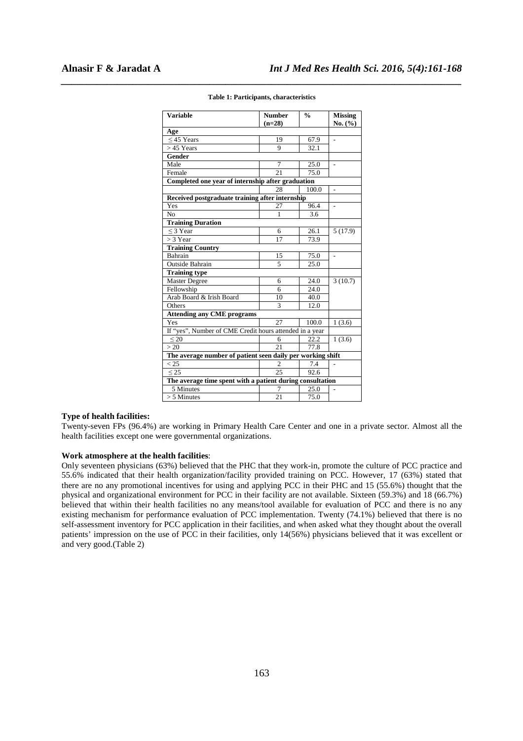**Table 1: Participants, characteristics**

| Variable | Number (n=28) | % | Missing No. (%) |
|---|---|---|---|
| **Age** | | | |
| ≤ 45 Years | 19 | 67.9 | - |
| > 45 Years | 9 | 32.1 | |
| **Gender** | | | |
| Male | 7 | 25.0 | - |
| Female | 21 | 75.0 | |
| **Completed one year of internship after graduation** | | | |
| | 28 | 100.0 | - |
| **Received postgraduate training after internship** | | | |
| Yes | 27 | 96.4 | - |
| No | 1 | 3.6 | |
| **Training Duration** | | | |
| ≤ 3 Year | 6 | 26.1 | 5 (17.9) |
| > 3 Year | 17 | 73.9 | |
| **Training Country** | | | |
| Bahrain | 15 | 75.0 | - |
| Outside Bahrain | 5 | 25.0 | |
| **Training type** | | | |
| Master Degree | 6 | 24.0 | 3 (10.7) |
| Fellowship | 6 | 24.0 | |
| Arab Board & Irish Board | 10 | 40.0 | |
| Others | 3 | 12.0 | |
| **Attending any CME programs** | | | |
| Yes | 27 | 100.0 | 1 (3.6) |
| If "yes", Number of CME Credit hours attended in a year | | | |
| ≤ 20 | 6 | 22.2 | 1 (3.6) |
| > 20 | 21 | 77.8 | |
| **The average number of patient seen daily per working shift** | | | |
| < 25 | 2 | 7.4 | - |
| ≤ 25 | 25 | 92.6 | |
| **The average time spent with a patient during consultation** | | | |
| 5 Minutes | 7 | 25.0 | - |
| > 5 Minutes | 21 | 75.0 | |

**Type of health facilities:**

Twenty-seven FPs (96.4%) are working in Primary Health Care Center and one in a private sector. Almost all the health facilities except one were governmental organizations.

**Work atmosphere at the health facilities**:

Only seventeen physicians (63%) believed that the PHC that they work-in, promote the culture of PCC practice and 55.6% indicated that their health organization/facility provided training on PCC. However, 17 (63%) stated that there are no any promotional incentives for using and applying PCC in their PHC and 15 (55.6%) thought that the physical and organizational environment for PCC in their facility are not available. Sixteen (59.3%) and 18 (66.7%) believed that within their health facilities no any means/tool available for evaluation of PCC and there is no any existing mechanism for performance evaluation of PCC implementation. Twenty (74.1%) believed that there is no self-assessment inventory for PCC application in their facilities, and when asked what they thought about the overall patients' impression on the use of PCC in their facilities, only 14(56%) physicians believed that it was excellent or and very good.(Table 2)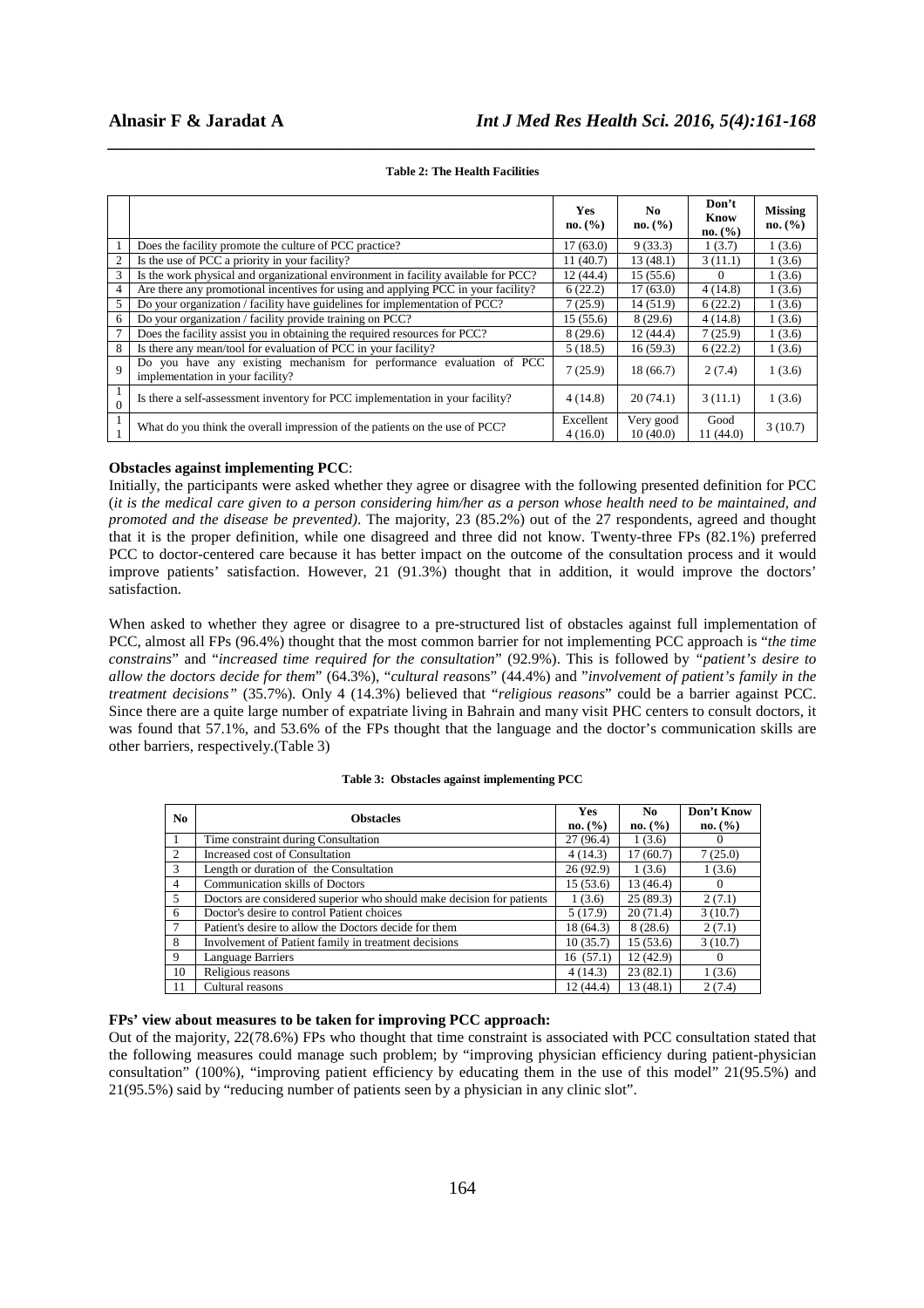**Table 2: The Health Facilities**

| | | Yes no. (%) | No no. (%) | Don't Know no. (%) | Missing no. (%) |
|---|---|---|---|---|---|
| 1 | Does the facility promote the culture of PCC practice? | 17 (63.0) | 9 (33.3) | 1 (3.7) | 1 (3.6) |
| 2 | Is the use of PCC a priority in your facility? | 11 (40.7) | 13 (48.1) | 3 (11.1) | 1 (3.6) |
| 3 | Is the work physical and organizational environment in facility available for PCC? | 12 (44.4) | 15 (55.6) | 0 | 1 (3.6) |
| 4 | Are there any promotional incentives for using and applying PCC in your facility? | 6 (22.2) | 17 (63.0) | 4 (14.8) | 1 (3.6) |
| 5 | Do your organization / facility have guidelines for implementation of PCC? | 7 (25.9) | 14 (51.9) | 6 (22.2) | 1 (3.6) |
| 6 | Do your organization / facility provide training on PCC? | 15 (55.6) | 8 (29.6) | 4 (14.8) | 1 (3.6) |
| 7 | Does the facility assist you in obtaining the required resources for PCC? | 8 (29.6) | 12 (44.4) | 7 (25.9) | 1 (3.6) |
| 8 | Is there any mean/tool for evaluation of PCC in your facility? | 5 (18.5) | 16 (59.3) | 6 (22.2) | 1 (3.6) |
| 9 | Do you have any existing mechanism for performance evaluation of PCC implementation in your facility? | 7 (25.9) | 18 (66.7) | 2 (7.4) | 1 (3.6) |
| 10 | Is there a self-assessment inventory for PCC implementation in your facility? | 4 (14.8) | 20 (74.1) | 3 (11.1) | 1 (3.6) |
| 11 | What do you think the overall impression of the patients on the use of PCC? | Excellent 4 (16.0) | Very good 10 (40.0) | Good 11 (44.0) | 3 (10.7) |

**Obstacles against implementing PCC**:

Initially, the participants were asked whether they agree or disagree with the following presented definition for PCC (*it is the medical care given to a person considering him/her as a person whose health need to be maintained, and promoted and the disease be prevented)*. The majority, 23 (85.2%) out of the 27 respondents, agreed and thought that it is the proper definition, while one disagreed and three did not know. Twenty-three FPs (82.1%) preferred PCC to doctor-centered care because it has better impact on the outcome of the consultation process and it would improve patients' satisfaction. However, 21 (91.3%) thought that in addition, it would improve the doctors' satisfaction.

When asked to whether they agree or disagree to a pre-structured list of obstacles against full implementation of PCC, almost all FPs (96.4%) thought that the most common barrier for not implementing PCC approach is "*the time constrains*" and "*increased time required for the consultation*" (92.9%). This is followed by *"patient's desire to allow the doctors decide for them*" (64.3%), "*cultural reas*ons" (44.4%) and "*involvement of patient's family in the treatment decisions"* (35.7%). Only 4 (14.3%) believed that "*religious reasons*" could be a barrier against PCC. Since there are a quite large number of expatriate living in Bahrain and many visit PHC centers to consult doctors, it was found that 57.1%, and 53.6% of the FPs thought that the language and the doctor's communication skills are other barriers, respectively.(Table 3)

**Table 3: Obstacles against implementing PCC**

| No | Obstacles | Yes no. (%) | No no. (%) | Don't Know no. (%) |
|---|---|---|---|---|
| 1 | Time constraint during Consultation | 27 (96.4) | 1 (3.6) | 0 |
| 2 | Increased cost of Consultation | 4 (14.3) | 17 (60.7) | 7 (25.0) |
| 3 | Length or duration of the Consultation | 26 (92.9) | 1 (3.6) | 1 (3.6) |
| 4 | Communication skills of Doctors | 15 (53.6) | 13 (46.4) | 0 |
| 5 | Doctors are considered superior who should make decision for patients | 1 (3.6) | 25 (89.3) | 2 (7.1) |
| 6 | Doctor's desire to control Patient choices | 5 (17.9) | 20 (71.4) | 3 (10.7) |
| 7 | Patient's desire to allow the Doctors decide for them | 18 (64.3) | 8 (28.6) | 2 (7.1) |
| 8 | Involvement of Patient family in treatment decisions | 10 (35.7) | 15 (53.6) | 3 (10.7) |
| 9 | Language Barriers | 16 (57.1) | 12 (42.9) | 0 |
| 10 | Religious reasons | 4 (14.3) | 23 (82.1) | 1 (3.6) |
| 11 | Cultural reasons | 12 (44.4) | 13 (48.1) | 2 (7.4) |

**FPs' view about measures to be taken for improving PCC approach:**

Out of the majority, 22(78.6%) FPs who thought that time constraint is associated with PCC consultation stated that the following measures could manage such problem; by "improving physician efficiency during patient-physician consultation" (100%), "improving patient efficiency by educating them in the use of this model" 21(95.5%) and 21(95.5%) said by "reducing number of patients seen by a physician in any clinic slot".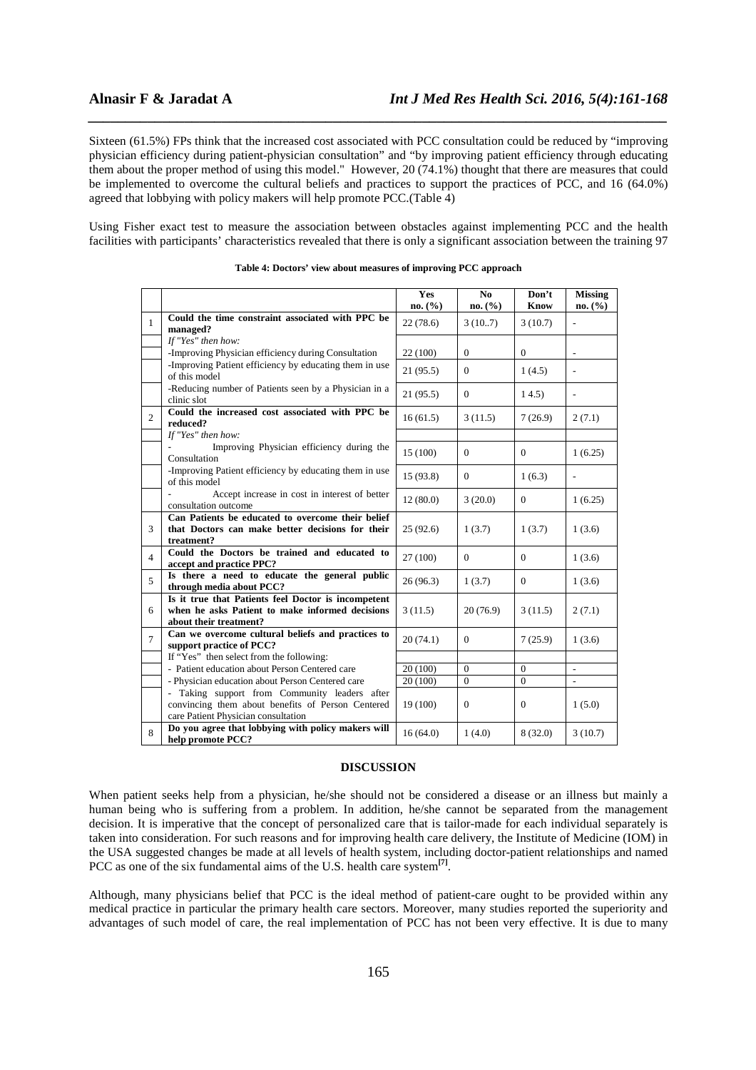Sixteen (61.5%) FPs think that the increased cost associated with PCC consultation could be reduced by "improving physician efficiency during patient-physician consultation" and "by improving patient efficiency through educating them about the proper method of using this model." However, 20 (74.1%) thought that there are measures that could be implemented to overcome the cultural beliefs and practices to support the practices of PCC, and 16 (64.0%) agreed that lobbying with policy makers will help promote PCC.(Table 4)

Using Fisher exact test to measure the association between obstacles against implementing PCC and the health facilities with participants' characteristics revealed that there is only a significant association between the training 97

**Table 4: Doctors' view about measures of improving PCC approach**

| | | Yes no. (%) | No no. (%) | Don't Know | Missing no. (%) |
|---|---|---|---|---|---|
| 1 | **Could the time constraint associated with PPC be managed?** | 22 (78.6) | 3 (10..7) | 3 (10.7) | - |
| | *If "Yes" then how:* | | | | |
| | -Improving Physician efficiency during Consultation | 22 (100) | 0 | 0 | - |
| | -Improving Patient efficiency by educating them in use of this model | 21 (95.5) | 0 | 1 (4.5) | - |
| | -Reducing number of Patients seen by a Physician in a clinic slot | 21 (95.5) | 0 | 1 4.5) | - |
| 2 | **Could the increased cost associated with PPC be reduced?** | 16 (61.5) | 3 (11.5) | 7 (26.9) | 2 (7.1) |
| | *If "Yes" then how:* | | | | |
| | - Improving Physician efficiency during the Consultation | 15 (100) | 0 | 0 | 1 (6.25) |
| | -Improving Patient efficiency by educating them in use of this model | 15 (93.8) | 0 | 1 (6.3) | - |
| | - Accept increase in cost in interest of better consultation outcome | 12 (80.0) | 3 (20.0) | 0 | 1 (6.25) |
| 3 | **Can Patients be educated to overcome their belief that Doctors can make better decisions for their treatment?** | 25 (92.6) | 1 (3.7) | 1 (3.7) | 1 (3.6) |
| 4 | **Could the Doctors be trained and educated to accept and practice PPC?** | 27 (100) | 0 | 0 | 1 (3.6) |
| 5 | **Is there a need to educate the general public through media about PCC?** | 26 (96.3) | 1 (3.7) | 0 | 1 (3.6) |
| 6 | **Is it true that Patients feel Doctor is incompetent when he asks Patient to make informed decisions about their treatment?** | 3 (11.5) | 20 (76.9) | 3 (11.5) | 2 (7.1) |
| 7 | **Can we overcome cultural beliefs and practices to support practice of PCC?** | 20 (74.1) | 0 | 7 (25.9) | 1 (3.6) |
| | If "Yes" then select from the following: | | | | |
| | - Patient education about Person Centered care | 20 (100) | 0 | 0 | - |
| | - Physician education about Person Centered care | 20 (100) | 0 | 0 | - |
| | - Taking support from Community leaders after convincing them about benefits of Person Centered care Patient Physician consultation | 19 (100) | 0 | 0 | 1 (5.0) |
| 8 | **Do you agree that lobbying with policy makers will help promote PCC?** | 16 (64.0) | 1 (4.0) | 8 (32.0) | 3 (10.7) |

## DISCUSSION

When patient seeks help from a physician, he/she should not be considered a disease or an illness but mainly a human being who is suffering from a problem. In addition, he/she cannot be separated from the management decision. It is imperative that the concept of personalized care that is tailor-made for each individual separately is taken into consideration. For such reasons and for improving health care delivery, the Institute of Medicine (IOM) in the USA suggested changes be made at all levels of health system, including doctor-patient relationships and named PCC as one of the six fundamental aims of the U.S. health care system[7].

Although, many physicians belief that PCC is the ideal method of patient-care ought to be provided within any medical practice in particular the primary health care sectors. Moreover, many studies reported the superiority and advantages of such model of care, the real implementation of PCC has not been very effective. It is due to many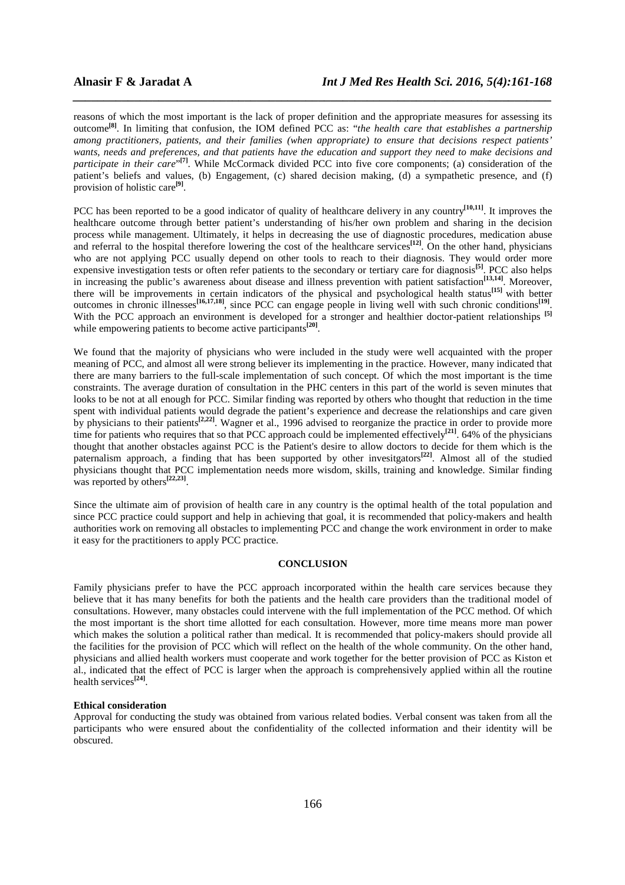reasons of which the most important is the lack of proper definition and the appropriate measures for assessing its outcome[8]. In limiting that confusion, the IOM defined PCC as: "*the health care that establishes a partnership among practitioners, patients, and their families (when appropriate) to ensure that decisions respect patients' wants, needs and preferences, and that patients have the education and support they need to make decisions and participate in their care*"[7]. While McCormack divided PCC into five core components; (a) consideration of the patient's beliefs and values, (b) Engagement, (c) shared decision making, (d) a sympathetic presence, and (f) provision of holistic care[9].

PCC has been reported to be a good indicator of quality of healthcare delivery in any country[10,11]. It improves the healthcare outcome through better patient's understanding of his/her own problem and sharing in the decision process while management. Ultimately, it helps in decreasing the use of diagnostic procedures, medication abuse and referral to the hospital therefore lowering the cost of the healthcare services[12]. On the other hand, physicians who are not applying PCC usually depend on other tools to reach to their diagnosis. They would order more expensive investigation tests or often refer patients to the secondary or tertiary care for diagnosis[5]. PCC also helps in increasing the public's awareness about disease and illness prevention with patient satisfaction[13,14]. Moreover, there will be improvements in certain indicators of the physical and psychological health status[15] with better outcomes in chronic illnesses[16,17,18], since PCC can engage people in living well with such chronic conditions[19]. With the PCC approach an environment is developed for a stronger and healthier doctor-patient relationships [5] while empowering patients to become active participants[20].

We found that the majority of physicians who were included in the study were well acquainted with the proper meaning of PCC, and almost all were strong believer its implementing in the practice. However, many indicated that there are many barriers to the full-scale implementation of such concept. Of which the most important is the time constraints. The average duration of consultation in the PHC centers in this part of the world is seven minutes that looks to be not at all enough for PCC. Similar finding was reported by others who thought that reduction in the time spent with individual patients would degrade the patient's experience and decrease the relationships and care given by physicians to their patients[2,22]. Wagner et al., 1996 advised to reorganize the practice in order to provide more time for patients who requires that so that PCC approach could be implemented effectively[21]. 64% of the physicians thought that another obstacles against PCC is the Patient's desire to allow doctors to decide for them which is the paternalism approach, a finding that has been supported by other invesitgators[22]. Almost all of the studied physicians thought that PCC implementation needs more wisdom, skills, training and knowledge. Similar finding was reported by others[22,23].

Since the ultimate aim of provision of health care in any country is the optimal health of the total population and since PCC practice could support and help in achieving that goal, it is recommended that policy-makers and health authorities work on removing all obstacles to implementing PCC and change the work environment in order to make it easy for the practitioners to apply PCC practice.

## CONCLUSION

Family physicians prefer to have the PCC approach incorporated within the health care services because they believe that it has many benefits for both the patients and the health care providers than the traditional model of consultations. However, many obstacles could intervene with the full implementation of the PCC method. Of which the most important is the short time allotted for each consultation. However, more time means more man power which makes the solution a political rather than medical. It is recommended that policy-makers should provide all the facilities for the provision of PCC which will reflect on the health of the whole community. On the other hand, physicians and allied health workers must cooperate and work together for the better provision of PCC as Kiston et al., indicated that the effect of PCC is larger when the approach is comprehensively applied within all the routine health services[24].

**Ethical consideration**

Approval for conducting the study was obtained from various related bodies. Verbal consent was taken from all the participants who were ensured about the confidentiality of the collected information and their identity will be obscured.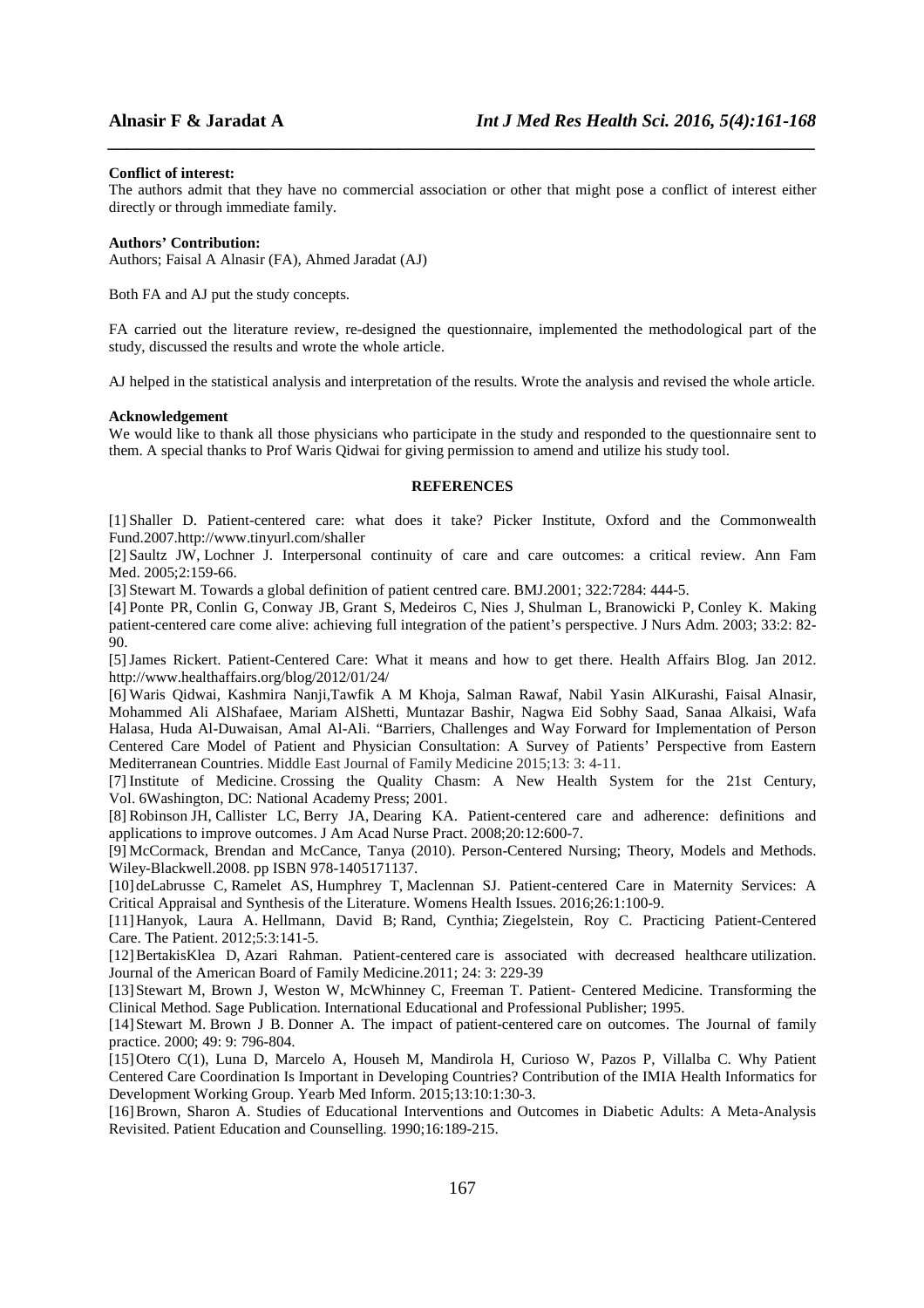**Conflict of interest:**
The authors admit that they have no commercial association or other that might pose a conflict of interest either directly or through immediate family.

**Authors' Contribution:**
Authors; Faisal A Alnasir (FA), Ahmed Jaradat (AJ)

Both FA and AJ put the study concepts.

FA carried out the literature review, re-designed the questionnaire, implemented the methodological part of the study, discussed the results and wrote the whole article.

AJ helped in the statistical analysis and interpretation of the results. Wrote the analysis and revised the whole article.

**Acknowledgement**
We would like to thank all those physicians who participate in the study and responded to the questionnaire sent to them. A special thanks to Prof Waris Qidwai for giving permission to amend and utilize his study tool.

## REFERENCES

[1] Shaller D. Patient-centered care: what does it take? Picker Institute, Oxford and the Commonwealth Fund.2007.http://www.tinyurl.com/shaller

[2] Saultz JW, Lochner J. Interpersonal continuity of care and care outcomes: a critical review. Ann Fam Med. 2005;2:159-66.

[3] Stewart M. Towards a global definition of patient centred care. BMJ.2001; 322:7284: 444-5.

[4] Ponte PR, Conlin G, Conway JB, Grant S, Medeiros C, Nies J, Shulman L, Branowicki P, Conley K. Making patient-centered care come alive: achieving full integration of the patient's perspective. J Nurs Adm. 2003; 33:2: 82-90.

[5] James Rickert. Patient-Centered Care: What it means and how to get there. Health Affairs Blog. Jan 2012. http://www.healthaffairs.org/blog/2012/01/24/

[6] Waris Qidwai, Kashmira Nanji,Tawfik A M Khoja, Salman Rawaf, Nabil Yasin AlKurashi, Faisal Alnasir, Mohammed Ali AlShafaee, Mariam AlShetti, Muntazar Bashir, Nagwa Eid Sobhy Saad, Sanaa Alkaisi, Wafa Halasa, Huda Al-Duwaisan, Amal Al-Ali. "Barriers, Challenges and Way Forward for Implementation of Person Centered Care Model of Patient and Physician Consultation: A Survey of Patients' Perspective from Eastern Mediterranean Countries. Middle East Journal of Family Medicine 2015;13: 3: 4-11.

[7] Institute of Medicine. Crossing the Quality Chasm: A New Health System for the 21st Century, Vol. 6Washington, DC: National Academy Press; 2001.

[8] Robinson JH, Callister LC, Berry JA, Dearing KA. Patient-centered care and adherence: definitions and applications to improve outcomes. J Am Acad Nurse Pract. 2008;20:12:600-7.

[9] McCormack, Brendan and McCance, Tanya (2010). Person-Centered Nursing; Theory, Models and Methods. Wiley-Blackwell.2008. pp ISBN 978-1405171137.

[10] deLabrusse C, Ramelet AS, Humphrey T, Maclennan SJ. Patient-centered Care in Maternity Services: A Critical Appraisal and Synthesis of the Literature. Womens Health Issues. 2016;26:1:100-9.

[11] Hanyok, Laura A. Hellmann, David B; Rand, Cynthia; Ziegelstein, Roy C. Practicing Patient-Centered Care. The Patient. 2012;5:3:141-5.

[12] BertakisKlea D, Azari Rahman. Patient-centered care is associated with decreased healthcare utilization. Journal of the American Board of Family Medicine.2011; 24: 3: 229-39

[13] Stewart M, Brown J, Weston W, McWhinney C, Freeman T. Patient- Centered Medicine. Transforming the Clinical Method. Sage Publication. International Educational and Professional Publisher; 1995.

[14] Stewart M. Brown J B. Donner A. The impact of patient-centered care on outcomes. The Journal of family practice. 2000; 49: 9: 796-804.

[15] Otero C(1), Luna D, Marcelo A, Househ M, Mandirola H, Curioso W, Pazos P, Villalba C. Why Patient Centered Care Coordination Is Important in Developing Countries? Contribution of the IMIA Health Informatics for Development Working Group. Yearb Med Inform. 2015;13:10:1:30-3.

[16] Brown, Sharon A. Studies of Educational Interventions and Outcomes in Diabetic Adults: A Meta-Analysis Revisited. Patient Education and Counselling. 1990;16:189-215.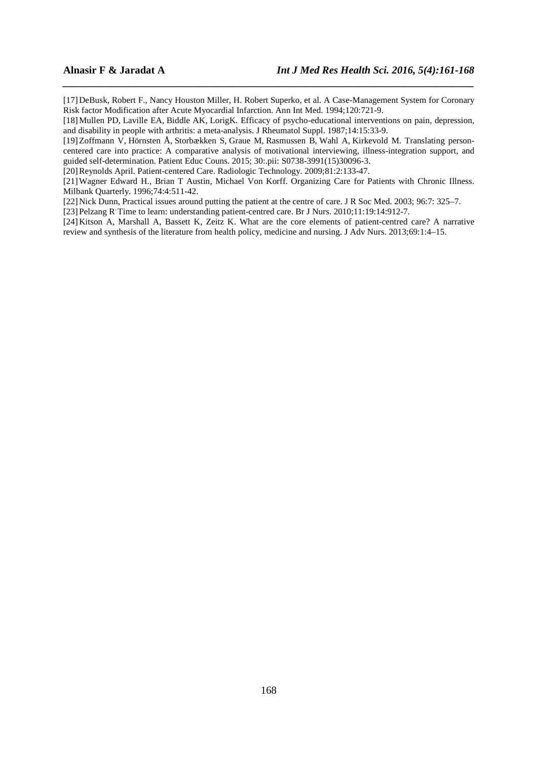[17] DeBusk, Robert F., Nancy Houston Miller, H. Robert Superko, et al. A Case-Management System for Coronary Risk factor Modification after Acute Myocardial Infarction. Ann Int Med. 1994;120:721-9.

[18] Mullen PD, Laville EA, Biddle AK, LorigK. Efficacy of psycho-educational interventions on pain, depression, and disability in people with arthritis: a meta-analysis. J Rheumatol Suppl. 1987;14:15:33-9.

[19] Zoffmann V, Hörnsten Å, Storbækken S, Graue M, Rasmussen B, Wahl A, Kirkevold M. Translating person-centered care into practice: A comparative analysis of motivational interviewing, illness-integration support, and guided self-determination. Patient Educ Couns. 2015; 30:.pii: S0738-3991(15)30096-3.

[20] Reynolds April. Patient-centered Care. Radiologic Technology. 2009;81:2:133-47.

[21] Wagner Edward H., Brian T Austin, Michael Von Korff. Organizing Care for Patients with Chronic Illness. Milbank Quarterly. 1996;74:4:511-42.

[22] Nick Dunn, Practical issues around putting the patient at the centre of care. J R Soc Med. 2003; 96:7: 325–7.

[23] Pelzang R. Time to learn: understanding patient-centred care. Br J Nurs. 2010;11:19:14:912-7.

[24] Kitson A, Marshall A, Bassett K, Zeitz K. What are the core elements of patient-centred care? A narrative review and synthesis of the literature from health policy, medicine and nursing. J Adv Nurs. 2013;69:1:4–15.